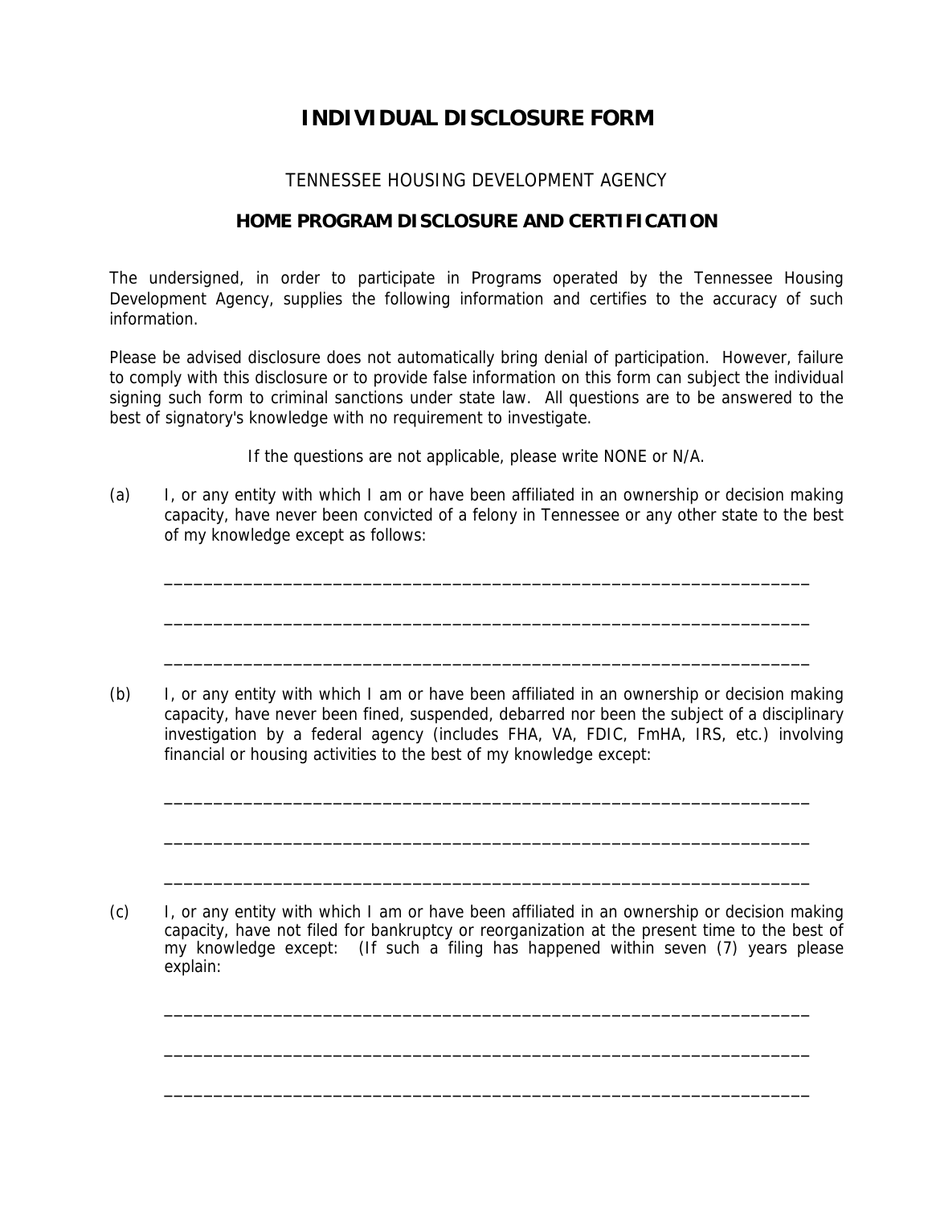# INDIVIDUAL DISCLOSURE FORM

TENNESSEE HOUSING DEVELOPMENT AGENCY

## HOME PROGRAM DISCLOSURE AND CERTIFICATION

The undersigned, in order to participate in Programs operated by the Tennessee Housing Development Agency, supplies the following information and certifies to the accuracy of such information.

Please be advised disclosure does not automatically bring denial of participation. However, failure to comply with this disclosure or to provide false information on this form can subject the individual signing such form to criminal sanctions under state law. All questions are to be answered to the best of signatory's knowledge with no requirement to investigate.

If the questions are not applicable, please write NONE or N/A.

(a) I, or any entity with which I am or have been affiliated in an ownership or decision making capacity, have never been convicted of a felony in Tennessee or any other state to the best of my knowledge except as follows:

_____________________________________________________________________

_____________________________________________________________________

_____________________________________________________________________

(b) I, or any entity with which I am or have been affiliated in an ownership or decision making capacity, have never been fined, suspended, debarred nor been the subject of a disciplinary investigation by a federal agency (includes FHA, VA, FDIC, FmHA, IRS, etc.) involving financial or housing activities to the best of my knowledge except:

_____________________________________________________________________

_____________________________________________________________________

_____________________________________________________________________

(c) I, or any entity with which I am or have been affiliated in an ownership or decision making capacity, have not filed for bankruptcy or reorganization at the present time to the best of my knowledge except: (If such a filing has happened within seven (7) years please explain:

_____________________________________________________________________

_____________________________________________________________________

_____________________________________________________________________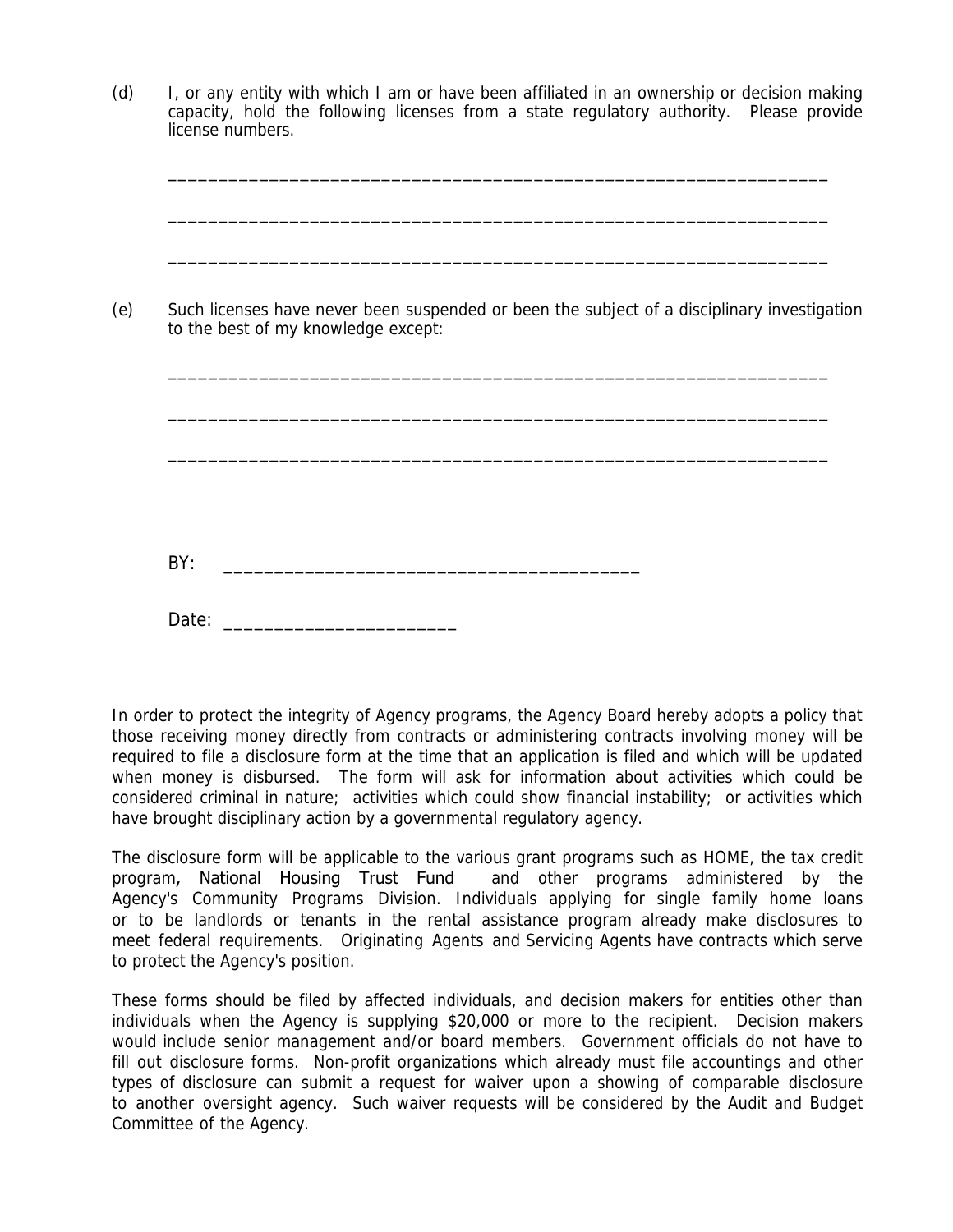(d) I, or any entity with which I am or have been affiliated in an ownership or decision making capacity, hold the following licenses from a state regulatory authority. Please provide license numbers.

______________________________________________________________________

______________________________________________________________________

______________________________________________________________________

(e) Such licenses have never been suspended or been the subject of a disciplinary investigation to the best of my knowledge except:

______________________________________________________________________

______________________________________________________________________

______________________________________________________________________

BY: ___________________________________________

Date: ________________________

In order to protect the integrity of Agency programs, the Agency Board hereby adopts a policy that those receiving money directly from contracts or administering contracts involving money will be required to file a disclosure form at the time that an application is filed and which will be updated when money is disbursed. The form will ask for information about activities which could be considered criminal in nature; activities which could show financial instability; or activities which have brought disciplinary action by a governmental regulatory agency.

The disclosure form will be applicable to the various grant programs such as HOME, the tax credit program, National Housing Trust Fund and other programs administered by the Agency's Community Programs Division. Individuals applying for single family home loans or to be landlords or tenants in the rental assistance program already make disclosures to meet federal requirements. Originating Agents and Servicing Agents have contracts which serve to protect the Agency's position.

These forms should be filed by affected individuals, and decision makers for entities other than individuals when the Agency is supplying $20,000 or more to the recipient. Decision makers would include senior management and/or board members. Government officials do not have to fill out disclosure forms. Non-profit organizations which already must file accountings and other types of disclosure can submit a request for waiver upon a showing of comparable disclosure to another oversight agency. Such waiver requests will be considered by the Audit and Budget Committee of the Agency.